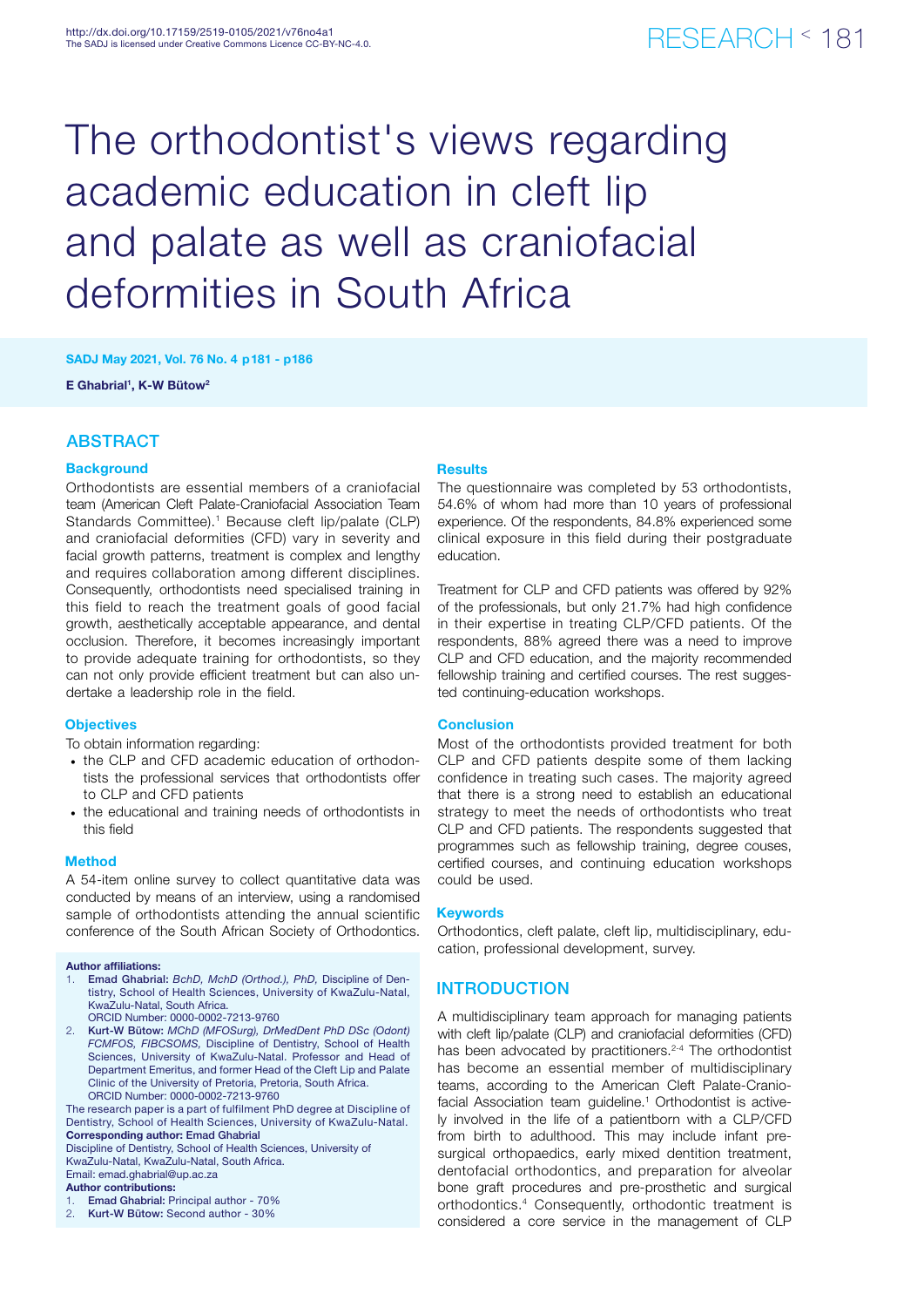# The orthodontist's views regarding academic education in cleft lip and palate as well as craniofacial deformities in South Africa

**E Ghabrial[1], K-W Bütow[2]**

## ABSTRACT

### Background

Orthodontists are essential members of a craniofacial team (American Cleft Palate-Craniofacial Association Team Standards Committee).[1] Because cleft lip/palate (CLP) and craniofacial deformities (CFD) vary in severity and facial growth patterns, treatment is complex and lengthy and requires collaboration among different disciplines. Consequently, orthodontists need specialised training in this field to reach the treatment goals of good facial growth, aesthetically acceptable appearance, and dental occlusion. Therefore, it becomes increasingly important to provide adequate training for orthodontists, so they can not only provide efficient treatment but can also undertake a leadership role in the field.

### Objectives

To obtain information regarding:

- the CLP and CFD academic education of orthodontists the professional services that orthodontists offer to CLP and CFD patients
- the educational and training needs of orthodontists in this field

### Method

A 54-item online survey to collect quantitative data was conducted by means of an interview, using a randomised sample of orthodontists attending the annual scientific conference of the South African Society of Orthodontics.

### Results

The questionnaire was completed by 53 orthodontists, 54.6% of whom had more than 10 years of professional experience. Of the respondents, 84.8% experienced some clinical exposure in this field during their postgraduate education.

Treatment for CLP and CFD patients was offered by 92% of the professionals, but only 21.7% had high confidence in their expertise in treating CLP/CFD patients. Of the respondents, 88% agreed there was a need to improve CLP and CFD education, and the majority recommended fellowship training and certified courses. The rest suggested continuing-education workshops.

### Conclusion

Most of the orthodontists provided treatment for both CLP and CFD patients despite some of them lacking confidence in treating such cases. The majority agreed that there is a strong need to establish an educational strategy to meet the needs of orthodontists who treat CLP and CFD patients. The respondents suggested that programmes such as fellowship training, degree couses, certified courses, and continuing education workshops could be used.

### Keywords

Orthodontics, cleft palate, cleft lip, multidisciplinary, education, professional development, survey.

**Author affiliations:**

1. **Emad Ghabrial:** *BchD, MchD (Orthod.), PhD,* Discipline of Dentistry, School of Health Sciences, University of KwaZulu-Natal, KwaZulu-Natal, South Africa.
   ORCID Number: 0000-0002-7213-9760
2. **Kurt-W Bütow:** *MChD (MFOSurg), DrMedDent PhD DSc (Odont) FCMFOS, FIBCSOMS,* Discipline of Dentistry, School of Health Sciences, University of KwaZulu-Natal. Professor and Head of Department Emeritus, and former Head of the Cleft Lip and Palate Clinic of the University of Pretoria, Pretoria, South Africa.
   ORCID Number: 0000-0002-7213-9760

The research paper is a part of fulfilment PhD degree at Discipline of Dentistry, School of Health Sciences, University of KwaZulu-Natal.

**Corresponding author: Emad Ghabrial**

Discipline of Dentistry, School of Health Sciences, University of KwaZulu-Natal, KwaZulu-Natal, South Africa.

Email: emad.ghabrial@up.ac.za

**Author contributions:**

1. **Emad Ghabrial:** Principal author - 70%
2. **Kurt-W Bütow:** Second author - 30%

## INTRODUCTION

A multidisciplinary team approach for managing patients with cleft lip/palate (CLP) and craniofacial deformities (CFD) has been advocated by practitioners.[2-4] The orthodontist has become an essential member of multidisciplinary teams, according to the American Cleft Palate-Craniofacial Association team guideline.[1] Orthodontist is actively involved in the life of a patientborn with a CLP/CFD from birth to adulthood. This may include infant presurgical orthopaedics, early mixed dentition treatment, dentofacial orthodontics, and preparation for alveolar bone graft procedures and pre-prosthetic and surgical orthodontics.[4] Consequently, orthodontic treatment is considered a core service in the management of CLP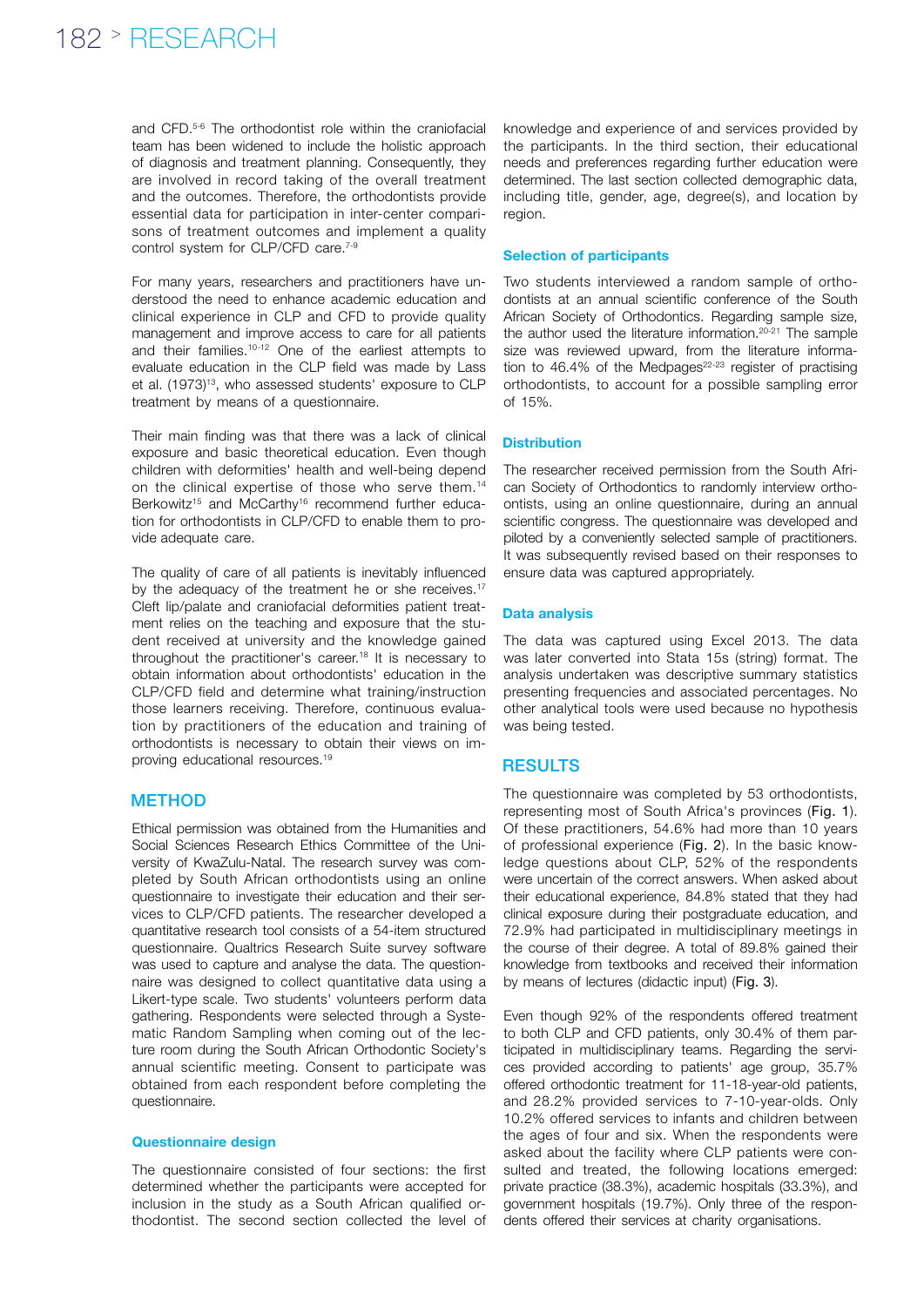and CFD.[5-6] The orthodontist role within the craniofacial team has been widened to include the holistic approach of diagnosis and treatment planning. Consequently, they are involved in record taking of the overall treatment and the outcomes. Therefore, the orthodontists provide essential data for participation in inter-center comparisons of treatment outcomes and implement a quality control system for CLP/CFD care.[7-9]

For many years, researchers and practitioners have understood the need to enhance academic education and clinical experience in CLP and CFD to provide quality management and improve access to care for all patients and their families.[10-12] One of the earliest attempts to evaluate education in the CLP field was made by Lass et al. (1973)[13], who assessed students' exposure to CLP treatment by means of a questionnaire.

Their main finding was that there was a lack of clinical exposure and basic theoretical education. Even though children with deformities' health and well-being depend on the clinical expertise of those who serve them.[14] Berkowitz[15] and McCarthy[16] recommend further education for orthodontists in CLP/CFD to enable them to provide adequate care.

The quality of care of all patients is inevitably influenced by the adequacy of the treatment he or she receives.[17] Cleft lip/palate and craniofacial deformities patient treatment relies on the teaching and exposure that the student received at university and the knowledge gained throughout the practitioner's career.[18] It is necessary to obtain information about orthodontists' education in the CLP/CFD field and determine what training/instruction those learners receiving. Therefore, continuous evaluation by practitioners of the education and training of orthodontists is necessary to obtain their views on improving educational resources.[19]

## METHOD

Ethical permission was obtained from the Humanities and Social Sciences Research Ethics Committee of the University of KwaZulu-Natal. The research survey was completed by South African orthodontists using an online questionnaire to investigate their education and their services to CLP/CFD patients. The researcher developed a quantitative research tool consists of a 54-item structured questionnaire. Qualtrics Research Suite survey software was used to capture and analyse the data. The questionnaire was designed to collect quantitative data using a Likert-type scale. Two students' volunteers perform data gathering. Respondents were selected through a Systematic Random Sampling when coming out of the lecture room during the South African Orthodontic Society's annual scientific meeting. Consent to participate was obtained from each respondent before completing the questionnaire.

### Questionnaire design

The questionnaire consisted of four sections: the first determined whether the participants were accepted for inclusion in the study as a South African qualified orthodontist. The second section collected the level of knowledge and experience of and services provided by the participants. In the third section, their educational needs and preferences regarding further education were determined. The last section collected demographic data, including title, gender, age, degree(s), and location by region.

### Selection of participants

Two students interviewed a random sample of orthodontists at an annual scientific conference of the South African Society of Orthodontics. Regarding sample size, the author used the literature information.[20-21] The sample size was reviewed upward, from the literature information to 46.4% of the Medpages[22-23] register of practising orthodontists, to account for a possible sampling error of 15%.

### Distribution

The researcher received permission from the South African Society of Orthodontics to randomly interview orthoontists, using an online questionnaire, during an annual scientific congress. The questionnaire was developed and piloted by a conveniently selected sample of practitioners. It was subsequently revised based on their responses to ensure data was captured appropriately.

### Data analysis

The data was captured using Excel 2013. The data was later converted into Stata 15s (string) format. The analysis undertaken was descriptive summary statistics presenting frequencies and associated percentages. No other analytical tools were used because no hypothesis was being tested.

## RESULTS

The questionnaire was completed by 53 orthodontists, representing most of South Africa's provinces (Fig. 1). Of these practitioners, 54.6% had more than 10 years of professional experience (Fig. 2). In the basic knowledge questions about CLP, 52% of the respondents were uncertain of the correct answers. When asked about their educational experience, 84.8% stated that they had clinical exposure during their postgraduate education, and 72.9% had participated in multidisciplinary meetings in the course of their degree. A total of 89.8% gained their knowledge from textbooks and received their information by means of lectures (didactic input) (Fig. 3).

Even though 92% of the respondents offered treatment to both CLP and CFD patients, only 30.4% of them participated in multidisciplinary teams. Regarding the services provided according to patients' age group, 35.7% offered orthodontic treatment for 11-18-year-old patients, and 28.2% provided services to 7-10-year-olds. Only 10.2% offered services to infants and children between the ages of four and six. When the respondents were asked about the facility where CLP patients were consulted and treated, the following locations emerged: private practice (38.3%), academic hospitals (33.3%), and government hospitals (19.7%). Only three of the respondents offered their services at charity organisations.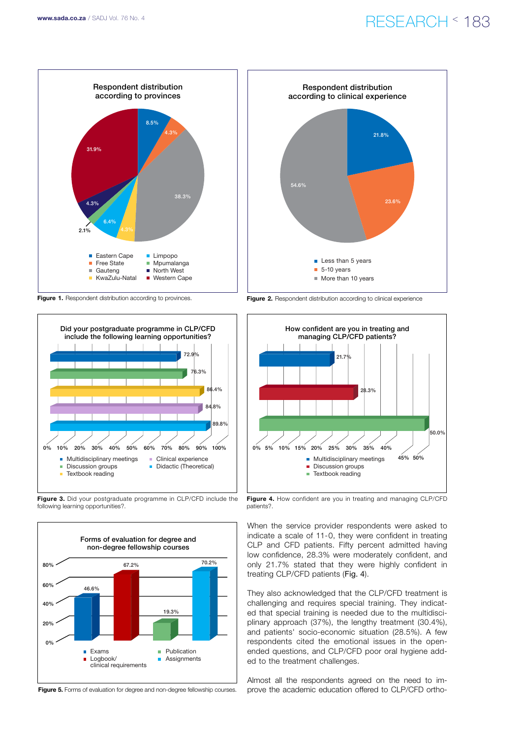Figure 1. Respondent distribution according to provinces.

Figure 2. Respondent distribution according to clinical experience

Figure 3. Did your postgraduate programme in CLP/CFD include the following learning opportunities?.

Figure 4. How confident are you in treating and managing CLP/CFD patients?.

Figure 5. Forms of evaluation for degree and non-degree fellowship courses.

When the service provider respondents were asked to indicate a scale of 11-0, they were confident in treating CLP and CFD patients. Fifty percent admitted having low confidence, 28.3% were moderately confident, and only 21.7% stated that they were highly confident in treating CLP/CFD patients (Fig. 4).

They also acknowledged that the CLP/CFD treatment is challenging and requires special training. They indicated that special training is needed due to the multidisciplinary approach (37%), the lengthy treatment (30.4%), and patients' socio-economic situation (28.5%). A few respondents cited the emotional issues in the open-ended questions, and CLP/CFD poor oral hygiene added to the treatment challenges.

Almost all the respondents agreed on the need to improve the academic education offered to CLP/CFD ortho-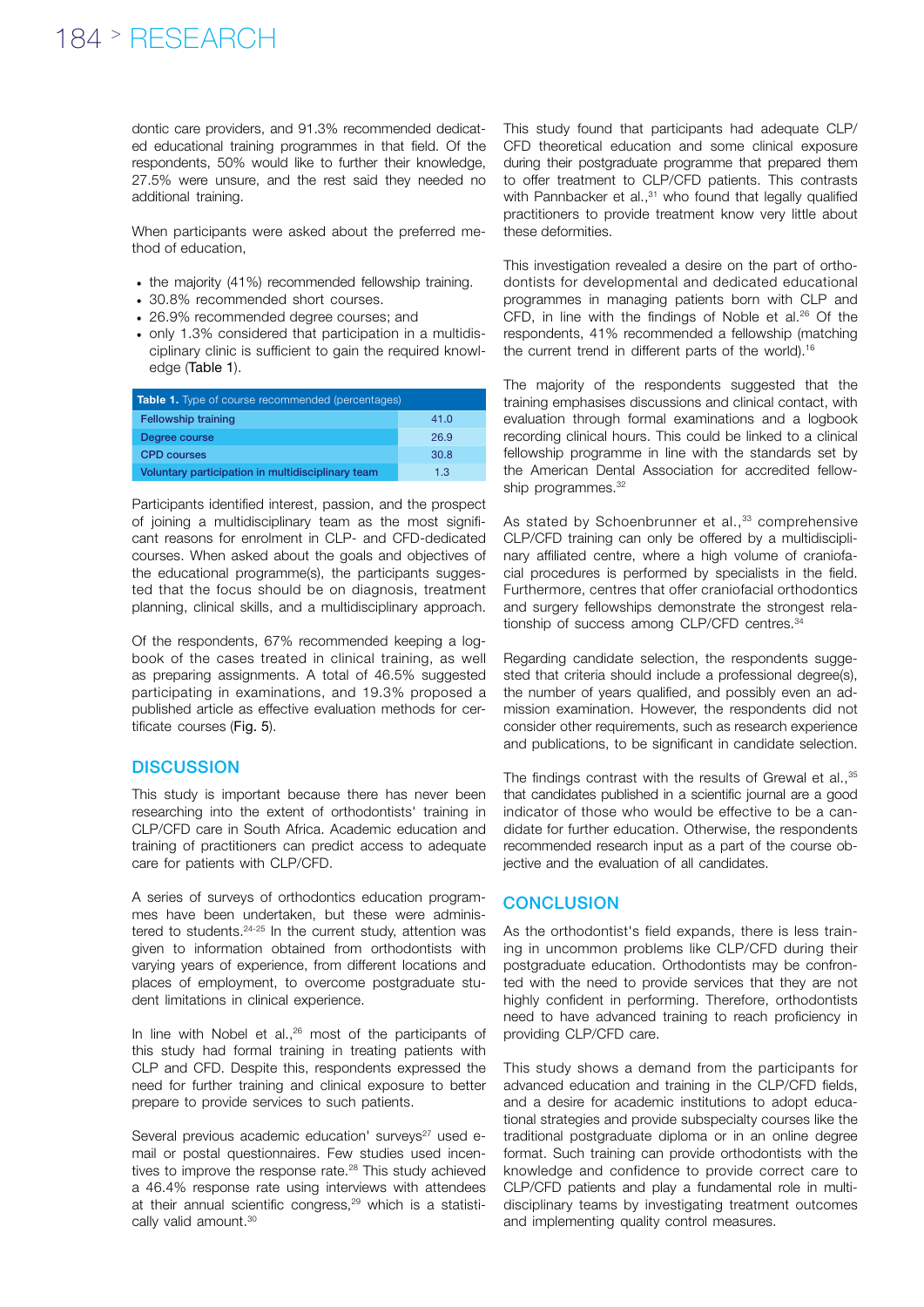dontic care providers, and 91.3% recommended dedicated educational training programmes in that field. Of the respondents, 50% would like to further their knowledge, 27.5% were unsure, and the rest said they needed no additional training.

When participants were asked about the preferred method of education,

- the majority (41%) recommended fellowship training.
- 30.8% recommended short courses.
- 26.9% recommended degree courses; and
- only 1.3% considered that participation in a multidisciplinary clinic is sufficient to gain the required knowledge (Table 1).

**Table 1.** Type of course recommended (percentages)

| Type of course | Percentage |
|---|---|
| Fellowship training | 41.0 |
| Degree course | 26.9 |
| CPD courses | 30.8 |
| Voluntary participation in multidisciplinary team | 1.3 |

Participants identified interest, passion, and the prospect of joining a multidisciplinary team as the most significant reasons for enrolment in CLP- and CFD-dedicated courses. When asked about the goals and objectives of the educational programme(s), the participants suggested that the focus should be on diagnosis, treatment planning, clinical skills, and a multidisciplinary approach.

Of the respondents, 67% recommended keeping a logbook of the cases treated in clinical training, as well as preparing assignments. A total of 46.5% suggested participating in examinations, and 19.3% proposed a published article as effective evaluation methods for certificate courses (Fig. 5).

## DISCUSSION

This study is important because there has never been researching into the extent of orthodontists' training in CLP/CFD care in South Africa. Academic education and training of practitioners can predict access to adequate care for patients with CLP/CFD.

A series of surveys of orthodontics education programmes have been undertaken, but these were administered to students.[24-25] In the current study, attention was given to information obtained from orthodontists with varying years of experience, from different locations and places of employment, to overcome postgraduate student limitations in clinical experience.

In line with Nobel et al.,[26] most of the participants of this study had formal training in treating patients with CLP and CFD. Despite this, respondents expressed the need for further training and clinical exposure to better prepare to provide services to such patients.

Several previous academic education' surveys[27] used e-mail or postal questionnaires. Few studies used incentives to improve the response rate.[28] This study achieved a 46.4% response rate using interviews with attendees at their annual scientific congress,[29] which is a statistically valid amount.[30]

This study found that participants had adequate CLP/CFD theoretical education and some clinical exposure during their postgraduate programme that prepared them to offer treatment to CLP/CFD patients. This contrasts with Pannbacker et al.,[31] who found that legally qualified practitioners to provide treatment know very little about these deformities.

This investigation revealed a desire on the part of orthodontists for developmental and dedicated educational programmes in managing patients born with CLP and CFD, in line with the findings of Noble et al.[26] Of the respondents, 41% recommended a fellowship (matching the current trend in different parts of the world).[16]

The majority of the respondents suggested that the training emphasises discussions and clinical contact, with evaluation through formal examinations and a logbook recording clinical hours. This could be linked to a clinical fellowship programme in line with the standards set by the American Dental Association for accredited fellowship programmes.[32]

As stated by Schoenbrunner et al.,[33] comprehensive CLP/CFD training can only be offered by a multidisciplinary affiliated centre, where a high volume of craniofacial procedures is performed by specialists in the field. Furthermore, centres that offer craniofacial orthodontics and surgery fellowships demonstrate the strongest relationship of success among CLP/CFD centres.[34]

Regarding candidate selection, the respondents suggested that criteria should include a professional degree(s), the number of years qualified, and possibly even an admission examination. However, the respondents did not consider other requirements, such as research experience and publications, to be significant in candidate selection.

The findings contrast with the results of Grewal et al.,[35] that candidates published in a scientific journal are a good indicator of those who would be effective to be a candidate for further education. Otherwise, the respondents recommended research input as a part of the course objective and the evaluation of all candidates.

## CONCLUSION

As the orthodontist's field expands, there is less training in uncommon problems like CLP/CFD during their postgraduate education. Orthodontists may be confronted with the need to provide services that they are not highly confident in performing. Therefore, orthodontists need to have advanced training to reach proficiency in providing CLP/CFD care.

This study shows a demand from the participants for advanced education and training in the CLP/CFD fields, and a desire for academic institutions to adopt educational strategies and provide subspecialty courses like the traditional postgraduate diploma or in an online degree format. Such training can provide orthodontists with the knowledge and confidence to provide correct care to CLP/CFD patients and play a fundamental role in multidisciplinary teams by investigating treatment outcomes and implementing quality control measures.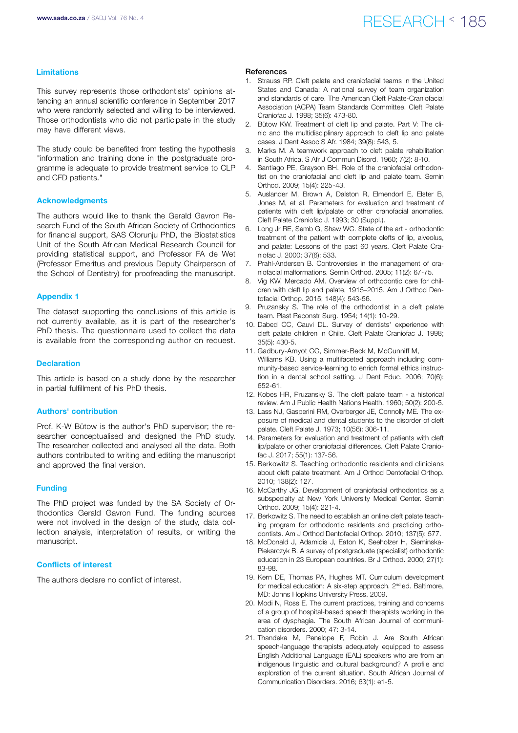## Limitations

This survey represents those orthodontists' opinions attending an annual scientific conference in September 2017 who were randomly selected and willing to be interviewed. Those orthodontists who did not participate in the study may have different views.

The study could be benefited from testing the hypothesis "information and training done in the postgraduate programme is adequate to provide treatment service to CLP and CFD patients."

## Acknowledgments

The authors would like to thank the Gerald Gavron Research Fund of the South African Society of Orthodontics for financial support, SAS Olorunju PhD, the Biostatistics Unit of the South African Medical Research Council for providing statistical support, and Professor FA de Wet (Professor Emeritus and previous Deputy Chairperson of the School of Dentistry) for proofreading the manuscript.

## Appendix 1

The dataset supporting the conclusions of this article is not currently available, as it is part of the researcher's PhD thesis. The questionnaire used to collect the data is available from the corresponding author on request.

## Declaration

This article is based on a study done by the researcher in partial fulfillment of his PhD thesis.

## Authors' contribution

Prof. K-W Bütow is the author's PhD supervisor; the researcher conceptualised and designed the PhD study. The researcher collected and analysed all the data. Both authors contributed to writing and editing the manuscript and approved the final version.

## Funding

The PhD project was funded by the SA Society of Orthodontics Gerald Gavron Fund. The funding sources were not involved in the design of the study, data collection analysis, interpretation of results, or writing the manuscript.

## Conflicts of interest

The authors declare no conflict of interest.

## References

1. Strauss RP. Cleft palate and craniofacial teams in the United States and Canada: A national survey of team organization and standards of care. The American Cleft Palate-Craniofacial Association (ACPA) Team Standards Committee. Cleft Palate Craniofac J. 1998; 35(6): 473-80.
2. Bütow KW. Treatment of cleft lip and palate. Part V: The clinic and the multidisciplinary approach to cleft lip and palate cases. J Dent Assoc S Afr. 1984; 39(8): 543, 5.
3. Marks M. A teamwork approach to cleft palate rehabilitation in South Africa. S Afr J Commun Disord. 1960; 7(2): 8-10.
4. Santiago PE, Grayson BH. Role of the craniofacial orthodontist on the craniofacial and cleft lip and palate team. Semin Orthod. 2009; 15(4): 225-43.
5. Auslander M, Brown A, Dalston R, Elmendorf E, Elster B, Jones M, et al. Parameters for evaluation and treatment of patients with cleft lip/palate or other cranofacial anomalies. Cleft Palate Craniofac J. 1993; 30 (Suppl.).
6. Long Jr RE, Semb G, Shaw WC. State of the art - orthodontic treatment of the patient with complete clefts of lip, alveolus, and palate: Lessons of the past 60 years. Cleft Palate Craniofac J. 2000; 37(6): 533.
7. Prahl-Andersen B. Controversies in the management of craniofacial malformations. Semin Orthod. 2005; 11(2): 67-75.
8. Vig KW, Mercado AM. Overview of orthodontic care for children with cleft lip and palate, 1915–2015. Am J Orthod Dentofacial Orthop. 2015; 148(4): 543-56.
9. Pruzansky S. The role of the orthodontist in a cleft palate team. Plast Reconstr Surg. 1954; 14(1): 10-29.
10. Dabed CC, Cauvi DL. Survey of dentists' experience with cleft palate children in Chile. Cleft Palate Craniofac J. 1998; 35(5): 430-5.
11. Gadbury-Amyot CC, Simmer-Beck M, McCunniff M, Williams KB. Using a multifaceted approach including community-based service-learning to enrich formal ethics instruction in a dental school setting. J Dent Educ. 2006; 70(6): 652-61.
12. Kobes HR, Pruzansky S. The cleft palate team - a historical review. Am J Public Health Nations Health. 1960; 50(2): 200-5.
13. Lass NJ, Gasperini RM, Overberger JE, Connolly ME. The exposure of medical and dental students to the disorder of cleft palate. Cleft Palate J. 1973; 10(56): 306-11.
14. Parameters for evaluation and treatment of patients with cleft lip/palate or other craniofacial differences. Cleft Palate Craniofac J. 2017; 55(1): 137-56.
15. Berkowitz S. Teaching orthodontic residents and clinicians about cleft palate treatment. Am J Orthod Dentofacial Orthop. 2010; 138(2): 127.
16. McCarthy JG. Development of craniofacial orthodontics as a subspecialty at New York University Medical Center. Semin Orthod. 2009; 15(4): 221-4.
17. Berkowitz S. The need to establish an online cleft palate teaching program for orthodontic residents and practicing orthodontists. Am J Orthod Dentofacial Orthop. 2010; 137(5): 577.
18. McDonald J, Adamidis J, Eaton K, Seeholzer H, Sieminska-Piekarczyk B. A survey of postgraduate (specialist) orthodontic education in 23 European countries. Br J Orthod. 2000; 27(1): 83-98.
19. Kern DE, Thomas PA, Hughes MT. Curriculum development for medical education: A six-step approach. 2nd ed. Baltimore, MD: Johns Hopkins University Press. 2009.
20. Modi N, Ross E. The current practices, training and concerns of a group of hospital-based speech therapists working in the area of dysphagia. The South African Journal of communication disorders. 2000; 47: 3-14.
21. Thandeka M, Penelope F, Robin J. Are South African speech-language therapists adequately equipped to assess English Additional Language (EAL) speakers who are from an indigenous linguistic and cultural background? A profile and exploration of the current situation. South African Journal of Communication Disorders. 2016; 63(1): e1-5.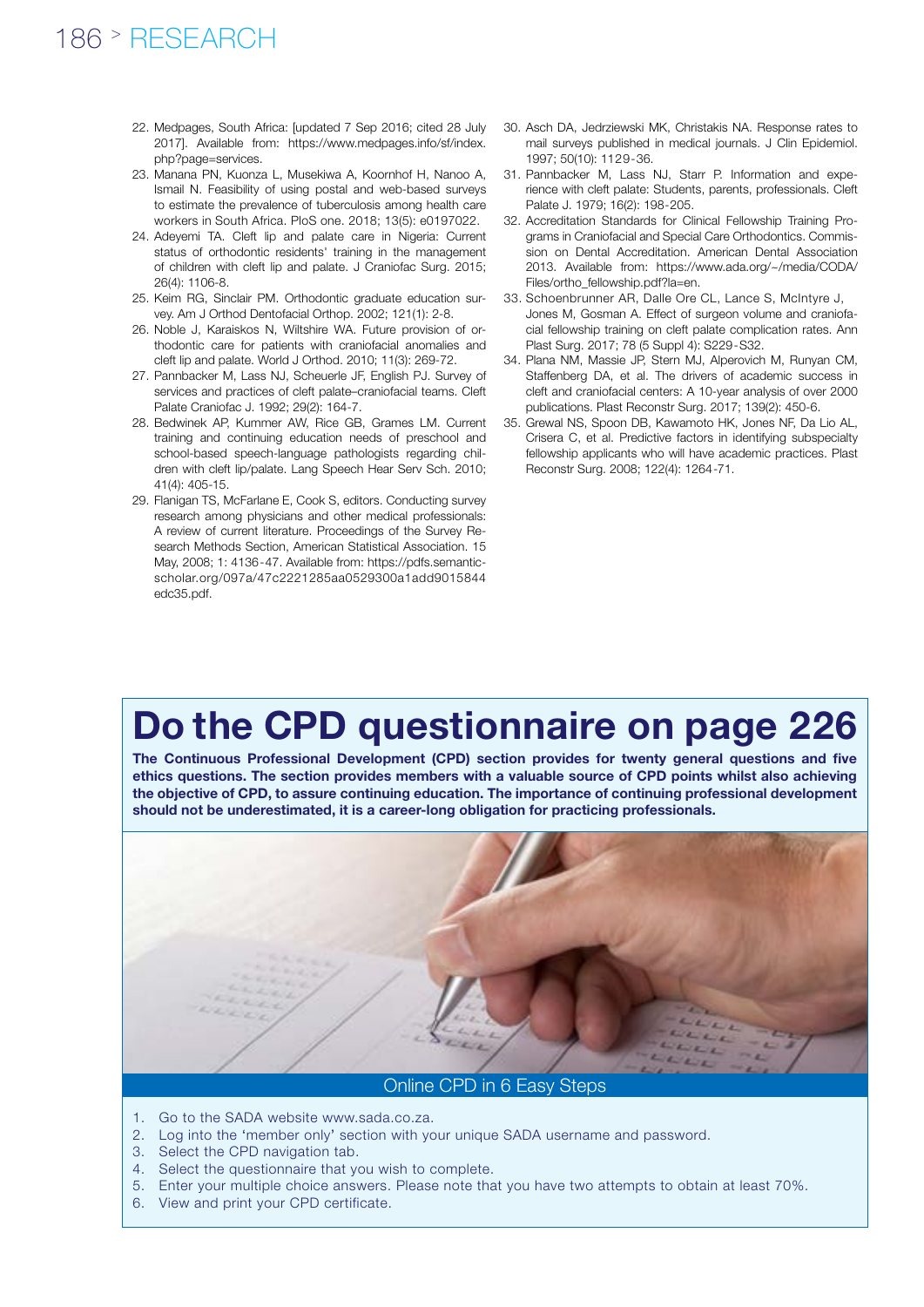22. Medpages, South Africa: [updated 7 Sep 2016; cited 28 July 2017]. Available from: https://www.medpages.info/sf/index.php?page=services.
23. Manana PN, Kuonza L, Musekiwa A, Koornhof H, Nanoo A, Ismail N. Feasibility of using postal and web-based surveys to estimate the prevalence of tuberculosis among health care workers in South Africa. PloS one. 2018; 13(5): e0197022.
24. Adeyemi TA. Cleft lip and palate care in Nigeria: Current status of orthodontic residents' training in the management of children with cleft lip and palate. J Craniofac Surg. 2015; 26(4): 1106-8.
25. Keim RG, Sinclair PM. Orthodontic graduate education survey. Am J Orthod Dentofacial Orthop. 2002; 121(1): 2-8.
26. Noble J, Karaiskos N, Wiltshire WA. Future provision of orthodontic care for patients with craniofacial anomalies and cleft lip and palate. World J Orthod. 2010; 11(3): 269-72.
27. Pannbacker M, Lass NJ, Scheuerle JF, English PJ. Survey of services and practices of cleft palate–craniofacial teams. Cleft Palate Craniofac J. 1992; 29(2): 164-7.
28. Bedwinek AP, Kummer AW, Rice GB, Grames LM. Current training and continuing education needs of preschool and school-based speech-language pathologists regarding children with cleft lip/palate. Lang Speech Hear Serv Sch. 2010; 41(4): 405-15.
29. Flanigan TS, McFarlane E, Cook S, editors. Conducting survey research among physicians and other medical professionals: A review of current literature. Proceedings of the Survey Research Methods Section, American Statistical Association. 15 May, 2008; 1: 4136-47. Available from: https://pdfs.semanticscholar.org/097a/47c2221285aa0529300a1add9015844edc35.pdf.
30. Asch DA, Jedrziewski MK, Christakis NA. Response rates to mail surveys published in medical journals. J Clin Epidemiol. 1997; 50(10): 1129-36.
31. Pannbacker M, Lass NJ, Starr P. Information and experience with cleft palate: Students, parents, professionals. Cleft Palate J. 1979; 16(2): 198-205.
32. Accreditation Standards for Clinical Fellowship Training Programs in Craniofacial and Special Care Orthodontics. Commission on Dental Accreditation. American Dental Association 2013. Available from: https://www.ada.org/~/media/CODA/Files/ortho_fellowship.pdf?la=en.
33. Schoenbrunner AR, Dalle Ore CL, Lance S, McIntyre J, Jones M, Gosman A. Effect of surgeon volume and craniofacial fellowship training on cleft palate complication rates. Ann Plast Surg. 2017; 78 (5 Suppl 4): S229-S32.
34. Plana NM, Massie JP, Stern MJ, Alperovich M, Runyan CM, Staffenberg DA, et al. The drivers of academic success in cleft and craniofacial centers: A 10-year analysis of over 2000 publications. Plast Reconstr Surg. 2017; 139(2): 450-6.
35. Grewal NS, Spoon DB, Kawamoto HK, Jones NF, Da Lio AL, Crisera C, et al. Predictive factors in identifying subspecialty fellowship applicants who will have academic practices. Plast Reconstr Surg. 2008; 122(4): 1264-71.

# Do the CPD questionnaire on page 226

**The Continuous Professional Development (CPD) section provides for twenty general questions and five ethics questions. The section provides members with a valuable source of CPD points whilst also achieving the objective of CPD, to assure continuing education. The importance of continuing professional development should not be underestimated, it is a career-long obligation for practicing professionals.**

## Online CPD in 6 Easy Steps

1. Go to the SADA website www.sada.co.za.
2. Log into the 'member only' section with your unique SADA username and password.
3. Select the CPD navigation tab.
4. Select the questionnaire that you wish to complete.
5. Enter your multiple choice answers. Please note that you have two attempts to obtain at least 70%.
6. View and print your CPD certificate.